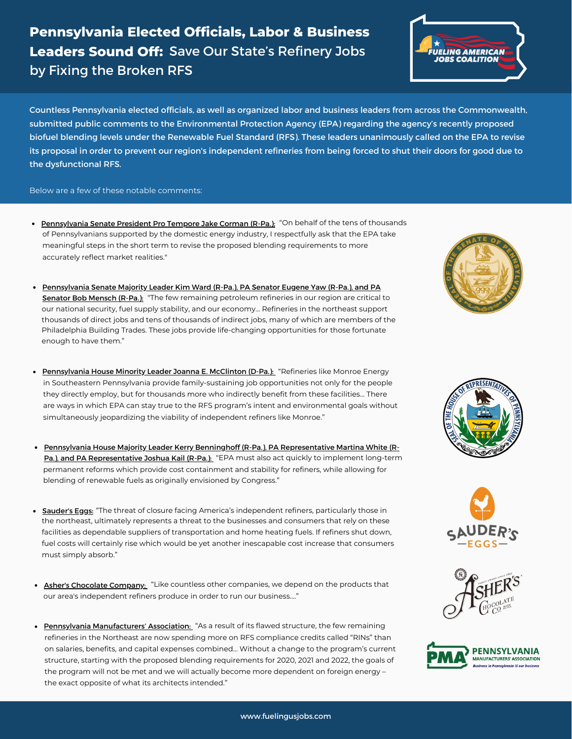# **Pennsylvania Elected Officials, Labor & Business Leaders Sound Off:** Save Our State's Refinery Jobs by Fixing the Broken RFS

Countless Pennsylvania elected officials, as well as organized labor and business leaders from across the Commonwealth, submitted public comments to the Environmental Protection Agency (EPA) regarding the agency's recently proposed biofuel blending levels under the Renewable Fuel Standard (RFS). These leaders unanimously called on the EPA to revise its proposal in order to prevent our region's independent refineries from being forced to shut their doors for good due to the dysfunctional RFS.

Below are a few of these notable comments:

- **Pennsylvania Senate President Pro Tempore Jake Corman (R-Pa.):** "On behalf of the tens of thousands of Pennsylvanians supported by the domestic energy industry, I respectfully ask that the EPA take meaningful steps in the short term to revise the proposed blending requirements to more accurately reflect market realities."

- **Pennsylvania Senate Majority Leader Kim Ward (R-Pa.), PA Senator Eugene Yaw (R-Pa.), and PA Senator Bob Mensch (R-Pa.):** "The few remaining petroleum refineries in our region are critical to our national security, fuel supply stability, and our economy... Refineries in the northeast support thousands of direct jobs and tens of thousands of indirect jobs, many of which are members of the Philadelphia Building Trades. These jobs provide life-changing opportunities for those fortunate enough to have them."

- **Pennsylvania House Minority Leader Joanna E. McClinton (D-Pa.):** "Refineries like Monroe Energy in Southeastern Pennsylvania provide family-sustaining job opportunities not only for the people they directly employ, but for thousands more who indirectly benefit from these facilities... There are ways in which EPA can stay true to the RFS program's intent and environmental goals without simultaneously jeopardizing the viability of independent refiners like Monroe."

- **Pennsylvania House Majority Leader Kerry Benninghoff (R-Pa.), PA Representative Martina White (R-Pa.), and PA Representative Joshua Kail (R-Pa.):** "EPA must also act quickly to implement long-term permanent reforms which provide cost containment and stability for refiners, while allowing for blending of renewable fuels as originally envisioned by Congress."

- **Sauder's Eggs:** "The threat of closure facing America's independent refiners, particularly those in the northeast, ultimately represents a threat to the businesses and consumers that rely on these facilities as dependable suppliers of transportation and home heating fuels. If refiners shut down, fuel costs will certainly rise which would be yet another inescapable cost increase that consumers must simply absorb."

- **Asher's Chocolate Company:** "Like countless other companies, we depend on the products that our area's independent refiners produce in order to run our business...."

- **Pennsylvania Manufacturers' Association:** "As a result of its flawed structure, the few remaining refineries in the Northeast are now spending more on RFS compliance credits called "RINs" than on salaries, benefits, and capital expenses combined... Without a change to the program's current structure, starting with the proposed blending requirements for 2020, 2021 and 2022, the goals of the program will not be met and we will actually become more dependent on foreign energy – the exact opposite of what its architects intended."

www.fuelingusjobs.com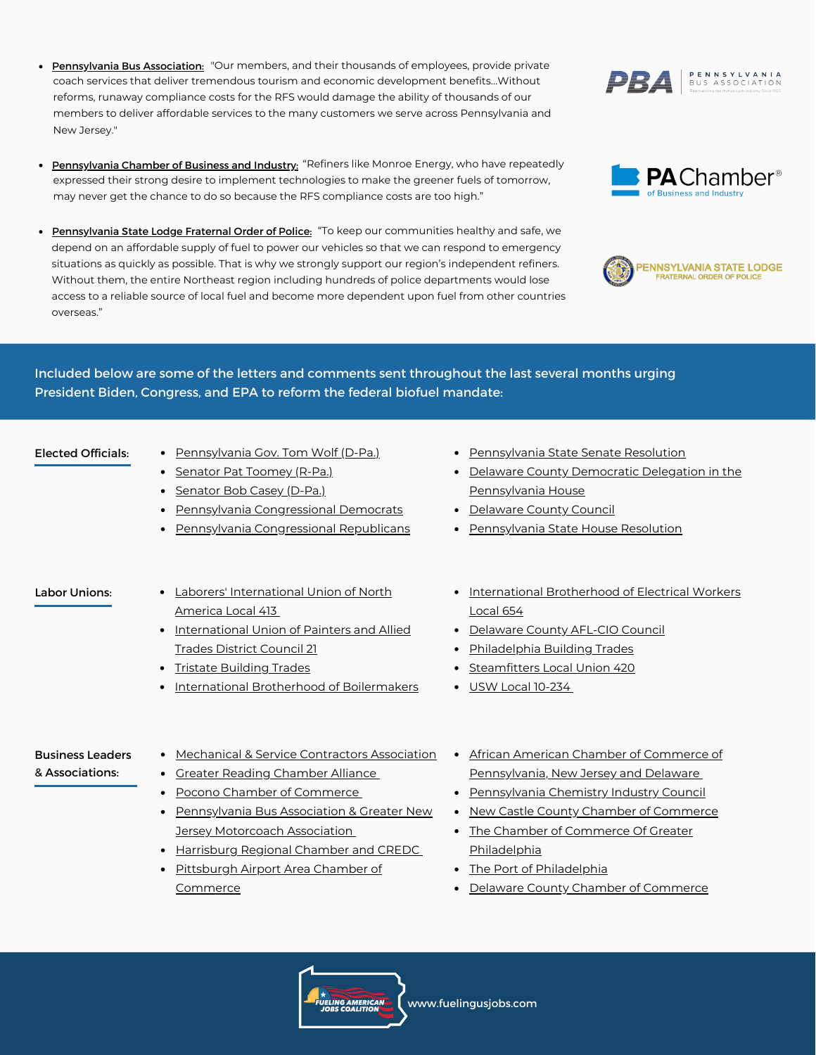- **Pennsylvania Bus Association:** "Our members, and their thousands of employees, provide private coach services that deliver tremendous tourism and economic development benefits...Without reforms, runaway compliance costs for the RFS would damage the ability of thousands of our members to deliver affordable services to the many customers we serve across Pennsylvania and New Jersey."
- **Pennsylvania Chamber of Business and Industry:** "Refiners like Monroe Energy, who have repeatedly expressed their strong desire to implement technologies to make the greener fuels of tomorrow, may never get the chance to do so because the RFS compliance costs are too high."
- **Pennsylvania State Lodge Fraternal Order of Police:** "To keep our communities healthy and safe, we depend on an affordable supply of fuel to power our vehicles so that we can respond to emergency situations as quickly as possible. That is why we strongly support our region's independent refiners. Without them, the entire Northeast region including hundreds of police departments would lose access to a reliable source of local fuel and become more dependent upon fuel from other countries overseas."

**Included below are some of the letters and comments sent throughout the last several months urging President Biden, Congress, and EPA to reform the federal biofuel mandate:**

**Elected Officials:**

- Pennsylvania Gov. Tom Wolf (D-Pa.)
- Senator Pat Toomey (R-Pa.)
- Senator Bob Casey (D-Pa.)
- Pennsylvania Congressional Democrats
- Pennsylvania Congressional Republicans
- Pennsylvania State Senate Resolution
- Delaware County Democratic Delegation in the Pennsylvania House
- Delaware County Council
- Pennsylvania State House Resolution

**Labor Unions:**

- Laborers' International Union of North America Local 413
- International Union of Painters and Allied Trades District Council 21
- Tristate Building Trades
- International Brotherhood of Boilermakers
- International Brotherhood of Electrical Workers Local 654
- Delaware County AFL-CIO Council
- Philadelphia Building Trades
- Steamfitters Local Union 420
- USW Local 10-234

**Business Leaders & Associations:**

- Mechanical & Service Contractors Association
- Greater Reading Chamber Alliance
- Pocono Chamber of Commerce
- Pennsylvania Bus Association & Greater New Jersey Motorcoach Association
- Harrisburg Regional Chamber and CREDC
- Pittsburgh Airport Area Chamber of Commerce
- African American Chamber of Commerce of Pennsylvania, New Jersey and Delaware
- Pennsylvania Chemistry Industry Council
- New Castle County Chamber of Commerce
- The Chamber of Commerce Of Greater Philadelphia
- The Port of Philadelphia
- Delaware County Chamber of Commerce

FUELING AMERICAN JOBS COALITION

www.fuelingusjobs.com